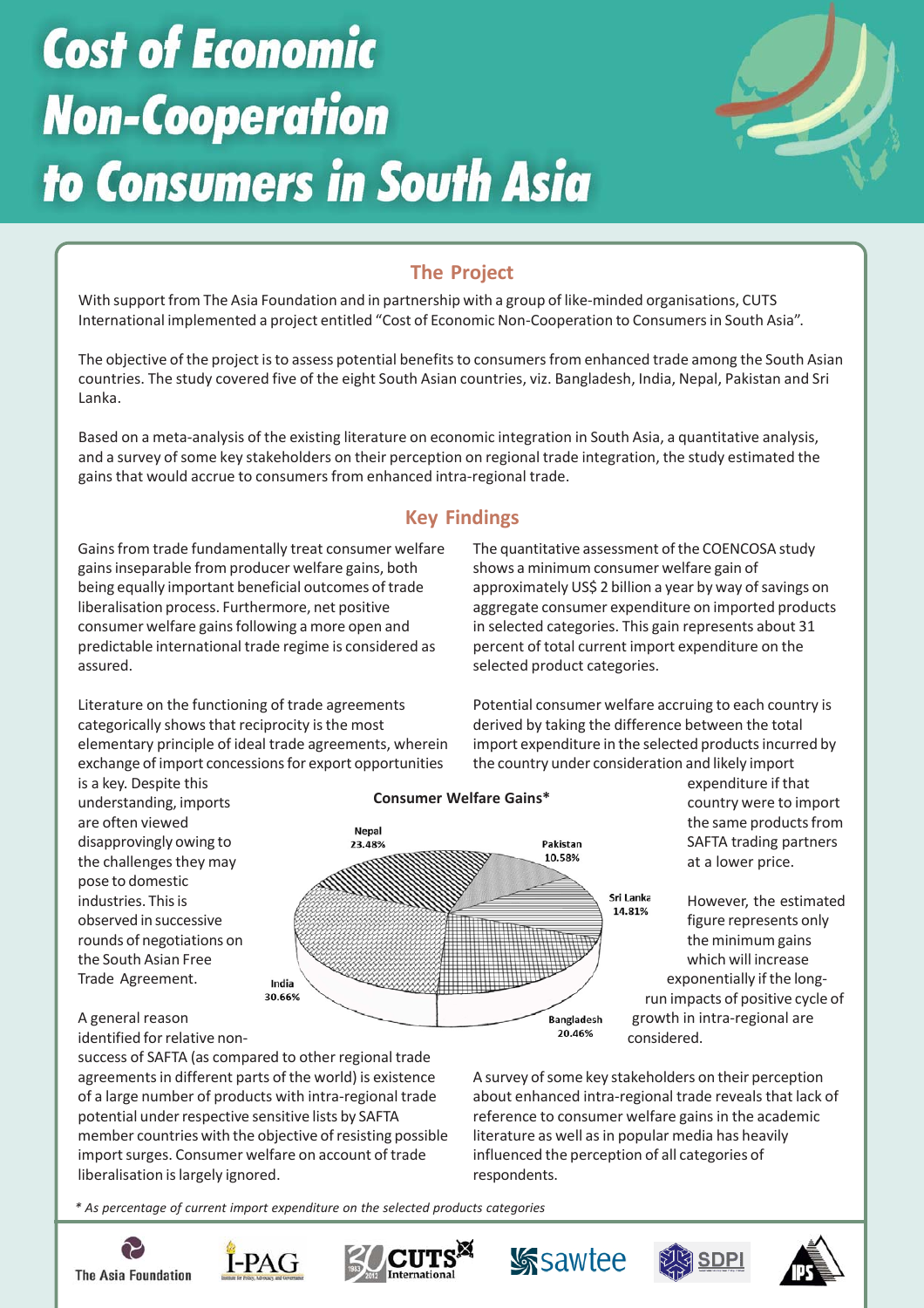# Cost of Economic Non-Cooperation to Consumers in South Asia

## The Project

With support from The Asia Foundation and in partnership with a group of like-minded organisations, CUTS International implemented a project entitled "Cost of Economic Non-Cooperation to Consumers in South Asia".

The objective of the project is to assess potential benefits to consumers from enhanced trade among the South Asian countries. The study covered five of the eight South Asian countries, viz. Bangladesh, India, Nepal, Pakistan and Sri Lanka.

Based on a meta-analysis of the existing literature on economic integration in South Asia, a quantitative analysis, and a survey of some key stakeholders on their perception on regional trade integration, the study estimated the gains that would accrue to consumers from enhanced intra-regional trade.

## Key Findings

Gains from trade fundamentally treat consumer welfare gains inseparable from producer welfare gains, both being equally important beneficial outcomes of trade liberalisation process. Furthermore, net positive consumer welfare gains following a more open and predictable international trade regime is considered as assured.

Literature on the functioning of trade agreements categorically shows that reciprocity is the most elementary principle of ideal trade agreements, wherein exchange of import concessions for export opportunities is a key. Despite this understanding, imports are often viewed disapprovingly owing to the challenges they may pose to domestic industries. This is observed in successive rounds of negotiations on the South Asian Free Trade Agreement.

A general reason identified for relative non-success of SAFTA (as compared to other regional trade agreements in different parts of the world) is existence of a large number of products with intra-regional trade potential under respective sensitive lists by SAFTA member countries with the objective of resisting possible import surges. Consumer welfare on account of trade liberalisation is largely ignored.

The quantitative assessment of the COENCOSA study shows a minimum consumer welfare gain of approximately US$ 2 billion a year by way of savings on aggregate consumer expenditure on imported products in selected categories. This gain represents about 31 percent of total current import expenditure on the selected product categories.

Potential consumer welfare accruing to each country is derived by taking the difference between the total import expenditure in the selected products incurred by the country under consideration and likely import expenditure if that country were to import the same products from SAFTA trading partners at a lower price.

**Consumer Welfare Gains***

| Country | Share |
|---|---|
| Nepal | 23.48% |
| Pakistan | 10.58% |
| Sri Lanka | 14.81% |
| Bangladesh | 20.46% |
| India | 30.66% |

However, the estimated figure represents only the minimum gains which will increase exponentially if the long-run impacts of positive cycle of growth in intra-regional are considered.

A survey of some key stakeholders on their perception about enhanced intra-regional trade reveals that lack of reference to consumer welfare gains in the academic literature as well as in popular media has heavily influenced the perception of all categories of respondents.

*\* As percentage of current import expenditure on the selected products categories*

The Asia Foundation | I-PAG | CUTS International | sawtee | SDPI | IPS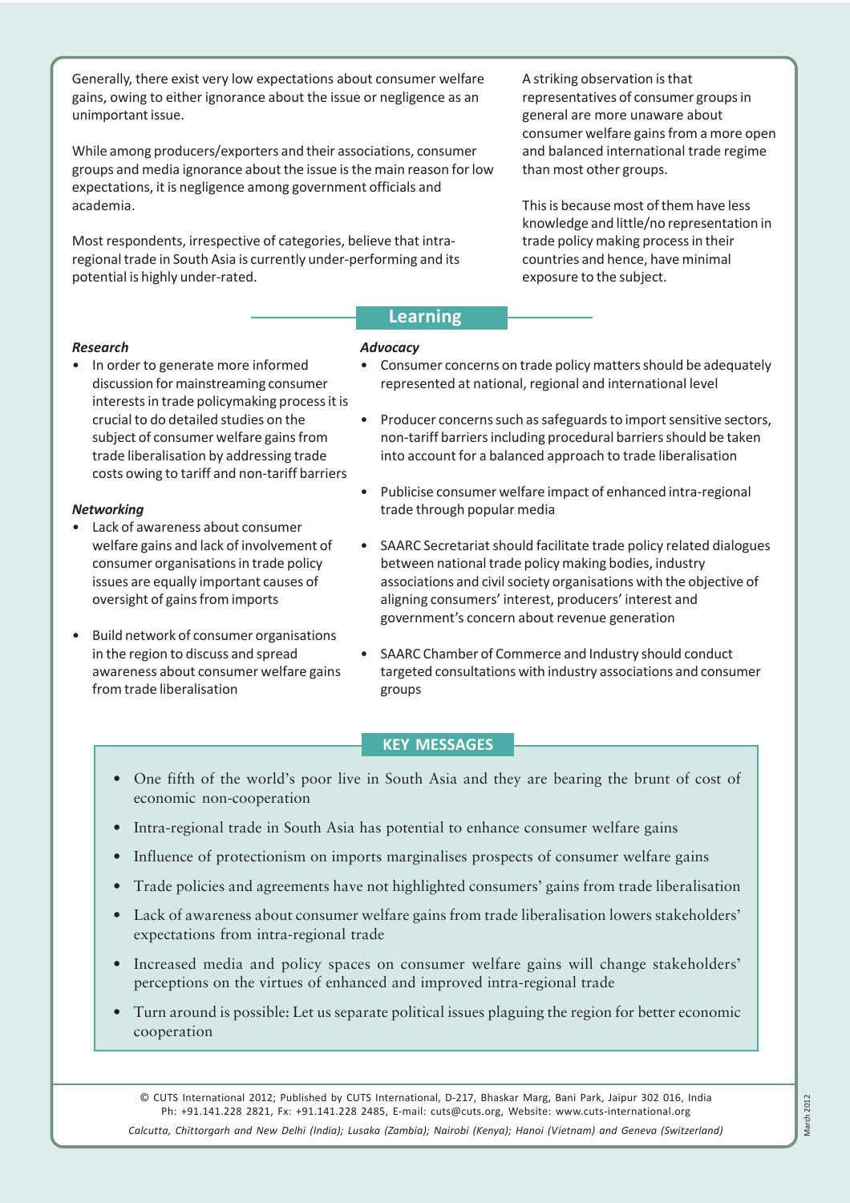Generally, there exist very low expectations about consumer welfare gains, owing to either ignorance about the issue or negligence as an unimportant issue.

While among producers/exporters and their associations, consumer groups and media ignorance about the issue is the main reason for low expectations, it is negligence among government officials and academia.

Most respondents, irrespective of categories, believe that intra-regional trade in South Asia is currently under-performing and its potential is highly under-rated.

A striking observation is that representatives of consumer groups in general are more unaware about consumer welfare gains from a more open and balanced international trade regime than most other groups.

This is because most of them have less knowledge and little/no representation in trade policy making process in their countries and hence, have minimal exposure to the subject.

## Learning

### *Research*

- In order to generate more informed discussion for mainstreaming consumer interests in trade policymaking process it is crucial to do detailed studies on the subject of consumer welfare gains from trade liberalisation by addressing trade costs owing to tariff and non-tariff barriers

### *Networking*

- Lack of awareness about consumer welfare gains and lack of involvement of consumer organisations in trade policy issues are equally important causes of oversight of gains from imports
- Build network of consumer organisations in the region to discuss and spread awareness about consumer welfare gains from trade liberalisation

### *Advocacy*

- Consumer concerns on trade policy matters should be adequately represented at national, regional and international level
- Producer concerns such as safeguards to import sensitive sectors, non-tariff barriers including procedural barriers should be taken into account for a balanced approach to trade liberalisation
- Publicise consumer welfare impact of enhanced intra-regional trade through popular media
- SAARC Secretariat should facilitate trade policy related dialogues between national trade policy making bodies, industry associations and civil society organisations with the objective of aligning consumers' interest, producers' interest and government's concern about revenue generation
- SAARC Chamber of Commerce and Industry should conduct targeted consultations with industry associations and consumer groups

## KEY MESSAGES

- One fifth of the world's poor live in South Asia and they are bearing the brunt of cost of economic non-cooperation
- Intra-regional trade in South Asia has potential to enhance consumer welfare gains
- Influence of protectionism on imports marginalises prospects of consumer welfare gains
- Trade policies and agreements have not highlighted consumers' gains from trade liberalisation
- Lack of awareness about consumer welfare gains from trade liberalisation lowers stakeholders' expectations from intra-regional trade
- Increased media and policy spaces on consumer welfare gains will change stakeholders' perceptions on the virtues of enhanced and improved intra-regional trade
- Turn around is possible: Let us separate political issues plaguing the region for better economic cooperation

© CUTS International 2012; Published by CUTS International, D-217, Bhaskar Marg, Bani Park, Jaipur 302 016, India
Ph: +91.141.228 2821, Fx: +91.141.228 2485, E-mail: cuts@cuts.org, Website: www.cuts-international.org

*Calcutta, Chittorgarh and New Delhi (India); Lusaka (Zambia); Nairobi (Kenya); Hanoi (Vietnam) and Geneva (Switzerland)*

March 2012